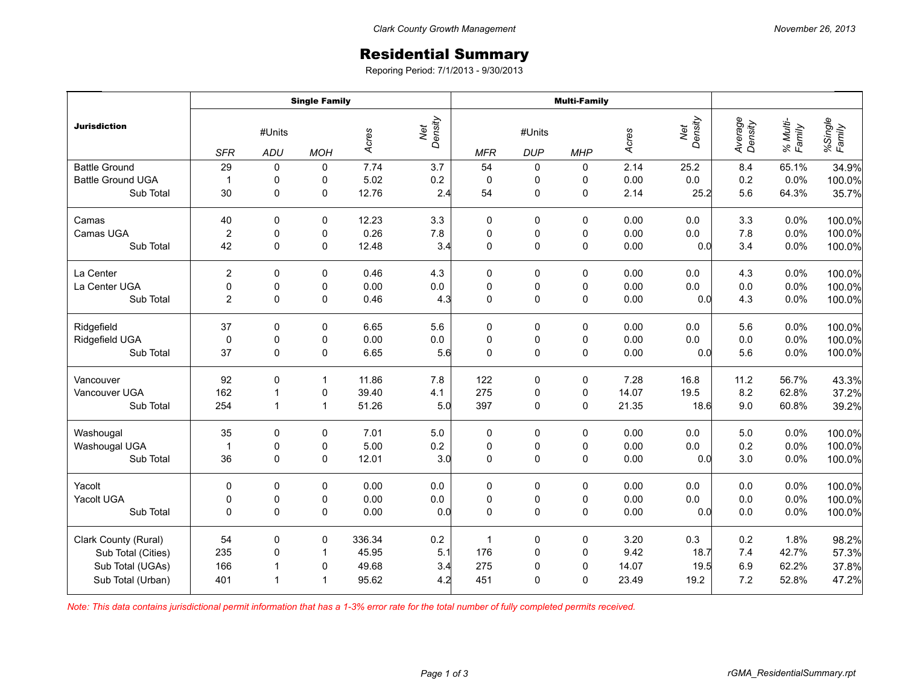# Residential Summary

Reporing Period: 7/1/2013 - 9/30/2013

| Jurisdiction | Single Family | | | | | Multi-Family | | | | | | | |
|---|---|---|---|---|---|---|---|---|---|---|---|---|---|
| | #Units | | | Acres | Net Density | #Units | | | Acres | Net Density | Average Density | % Multi-Family | %Single Family |
| | SFR | ADU | MOH | | | MFR | DUP | MHP | | | | | |
| Battle Ground | 29 | 0 | 0 | 7.74 | 3.7 | 54 | 0 | 0 | 2.14 | 25.2 | 8.4 | 65.1% | 34.9% |
| Battle Ground UGA | 1 | 0 | 0 | 5.02 | 0.2 | 0 | 0 | 0 | 0.00 | 0.0 | 0.2 | 0.0% | 100.0% |
| Sub Total | 30 | 0 | 0 | 12.76 | 2.4 | 54 | 0 | 0 | 2.14 | 25.2 | 5.6 | 64.3% | 35.7% |
| Camas | 40 | 0 | 0 | 12.23 | 3.3 | 0 | 0 | 0 | 0.00 | 0.0 | 3.3 | 0.0% | 100.0% |
| Camas UGA | 2 | 0 | 0 | 0.26 | 7.8 | 0 | 0 | 0 | 0.00 | 0.0 | 7.8 | 0.0% | 100.0% |
| Sub Total | 42 | 0 | 0 | 12.48 | 3.4 | 0 | 0 | 0 | 0.00 | 0.0 | 3.4 | 0.0% | 100.0% |
| La Center | 2 | 0 | 0 | 0.46 | 4.3 | 0 | 0 | 0 | 0.00 | 0.0 | 4.3 | 0.0% | 100.0% |
| La Center UGA | 0 | 0 | 0 | 0.00 | 0.0 | 0 | 0 | 0 | 0.00 | 0.0 | 0.0 | 0.0% | 100.0% |
| Sub Total | 2 | 0 | 0 | 0.46 | 4.3 | 0 | 0 | 0 | 0.00 | 0.0 | 4.3 | 0.0% | 100.0% |
| Ridgefield | 37 | 0 | 0 | 6.65 | 5.6 | 0 | 0 | 0 | 0.00 | 0.0 | 5.6 | 0.0% | 100.0% |
| Ridgefield UGA | 0 | 0 | 0 | 0.00 | 0.0 | 0 | 0 | 0 | 0.00 | 0.0 | 0.0 | 0.0% | 100.0% |
| Sub Total | 37 | 0 | 0 | 6.65 | 5.6 | 0 | 0 | 0 | 0.00 | 0.0 | 5.6 | 0.0% | 100.0% |
| Vancouver | 92 | 0 | 1 | 11.86 | 7.8 | 122 | 0 | 0 | 7.28 | 16.8 | 11.2 | 56.7% | 43.3% |
| Vancouver UGA | 162 | 1 | 0 | 39.40 | 4.1 | 275 | 0 | 0 | 14.07 | 19.5 | 8.2 | 62.8% | 37.2% |
| Sub Total | 254 | 1 | 1 | 51.26 | 5.0 | 397 | 0 | 0 | 21.35 | 18.6 | 9.0 | 60.8% | 39.2% |
| Washougal | 35 | 0 | 0 | 7.01 | 5.0 | 0 | 0 | 0 | 0.00 | 0.0 | 5.0 | 0.0% | 100.0% |
| Washougal UGA | 1 | 0 | 0 | 5.00 | 0.2 | 0 | 0 | 0 | 0.00 | 0.0 | 0.2 | 0.0% | 100.0% |
| Sub Total | 36 | 0 | 0 | 12.01 | 3.0 | 0 | 0 | 0 | 0.00 | 0.0 | 3.0 | 0.0% | 100.0% |
| Yacolt | 0 | 0 | 0 | 0.00 | 0.0 | 0 | 0 | 0 | 0.00 | 0.0 | 0.0 | 0.0% | 100.0% |
| Yacolt UGA | 0 | 0 | 0 | 0.00 | 0.0 | 0 | 0 | 0 | 0.00 | 0.0 | 0.0 | 0.0% | 100.0% |
| Sub Total | 0 | 0 | 0 | 0.00 | 0.0 | 0 | 0 | 0 | 0.00 | 0.0 | 0.0 | 0.0% | 100.0% |
| Clark County (Rural) | 54 | 0 | 0 | 336.34 | 0.2 | 1 | 0 | 0 | 3.20 | 0.3 | 0.2 | 1.8% | 98.2% |
| Sub Total (Cities) | 235 | 0 | 1 | 45.95 | 5.1 | 176 | 0 | 0 | 9.42 | 18.7 | 7.4 | 42.7% | 57.3% |
| Sub Total (UGAs) | 166 | 1 | 0 | 49.68 | 3.4 | 275 | 0 | 0 | 14.07 | 19.5 | 6.9 | 62.2% | 37.8% |
| Sub Total (Urban) | 401 | 1 | 1 | 95.62 | 4.2 | 451 | 0 | 0 | 23.49 | 19.2 | 7.2 | 52.8% | 47.2% |

*Note: This data contains jurisdictional permit information that has a 1-3% error rate for the total number of fully completed permits received.*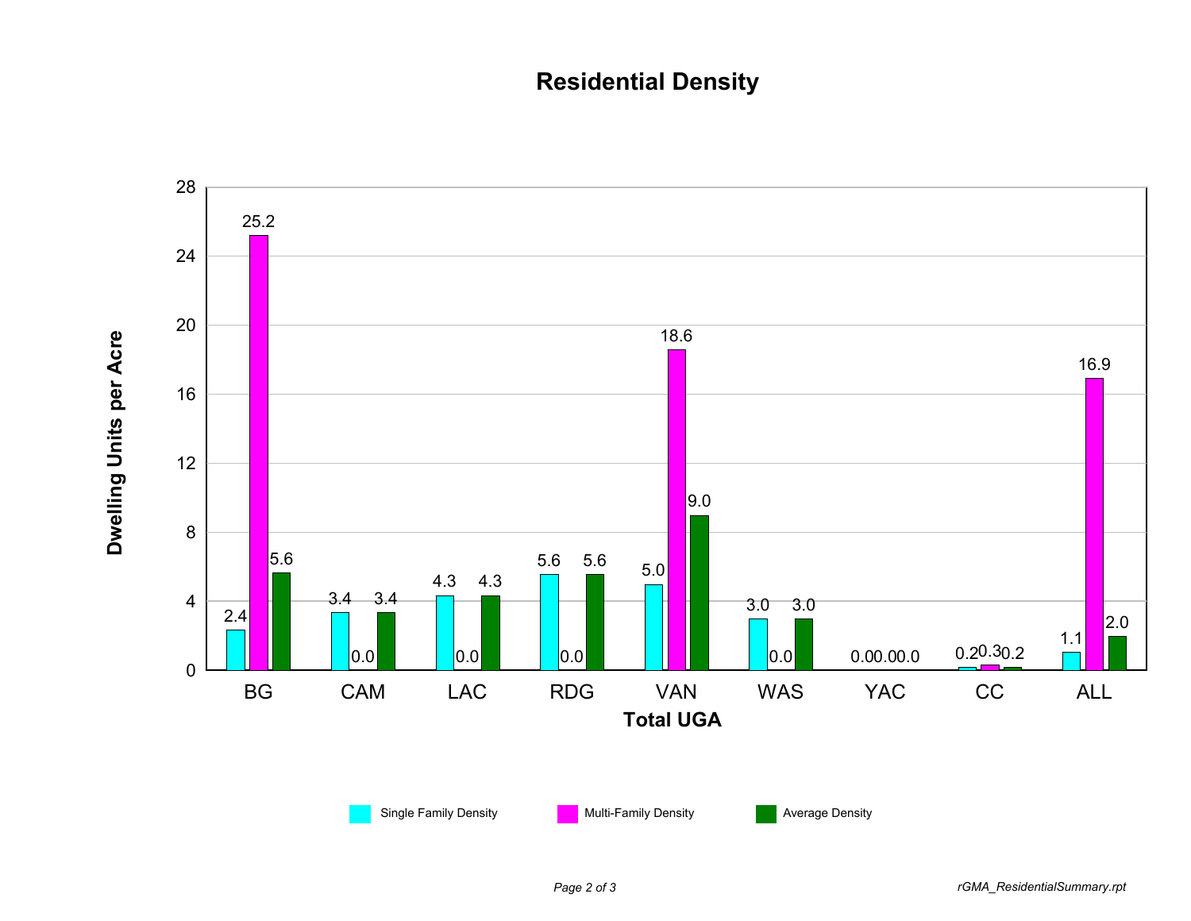# Residential Density

| Total UGA | Single Family Density | Multi-Family Density | Average Density |
|---|---|---|---|
| BG | 2.4 | 25.2 | 5.6 |
| CAM | 3.4 | 0.0 | 3.4 |
| LAC | 4.3 | 0.0 | 4.3 |
| RDG | 5.6 | 0.0 | 5.6 |
| VAN | 5.0 | 18.6 | 9.0 |
| WAS | 3.0 | 0.0 | 3.0 |
| YAC | 0.0 | 0.0 | 0.0 |
| CC | 0.2 | 0.3 | 0.2 |
| ALL | 1.1 | 16.9 | 2.0 |

Y-axis: Dwelling Units per Acre

X-axis: Total UGA

*rGMA_ResidentialSummary.rpt*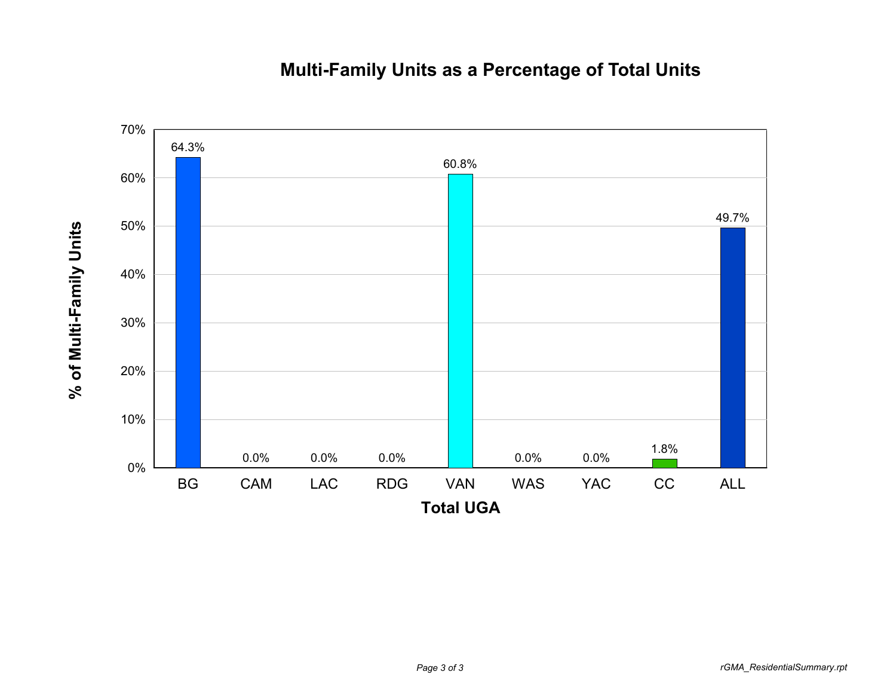## Multi-Family Units as a Percentage of Total Units

% of Multi-Family Units

70%
60%
50%
40%
30%
20%
10%
0%

64.3%
0.0%
0.0%
0.0%
60.8%
0.0%
0.0%
1.8%
49.7%

BG
CAM
LAC
RDG
VAN
WAS
YAC
CC
ALL

Total UGA

*rGMA_ResidentialSummary.rpt*